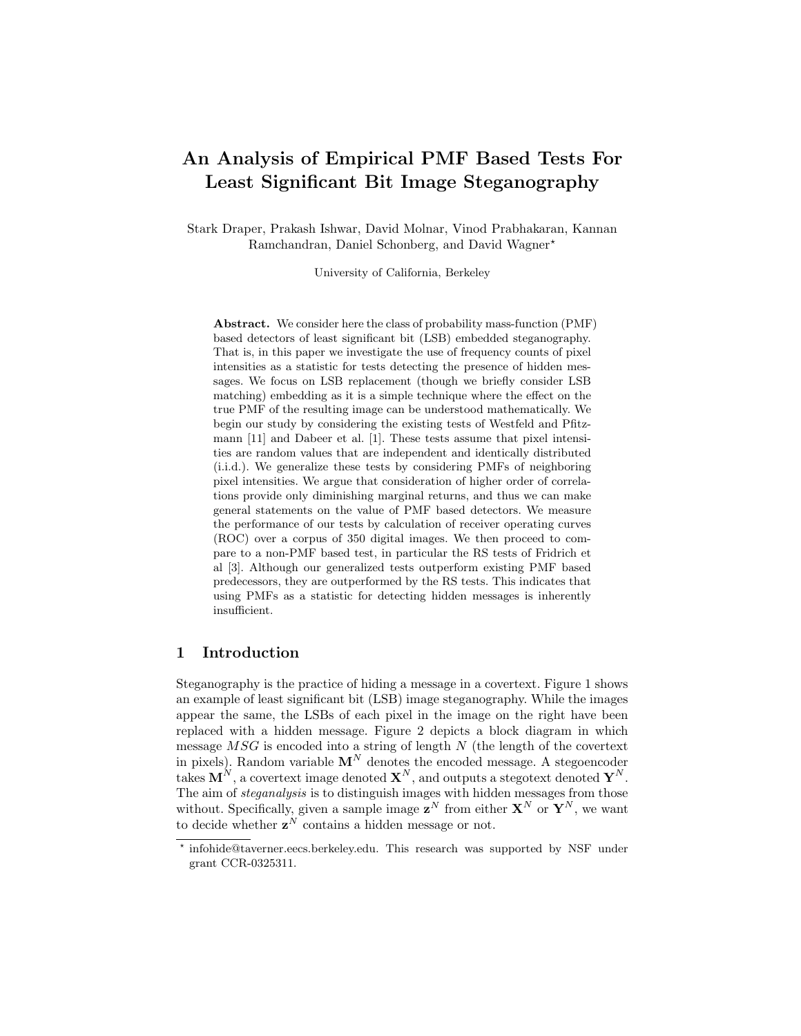# An Analysis of Empirical PMF Based Tests For Least Significant Bit Image Steganography

Stark Draper, Prakash Ishwar, David Molnar, Vinod Prabhakaran, Kannan Ramchandran, Daniel Schonberg, and David Wagner*

University of California, Berkeley

**Abstract.** We consider here the class of probability mass-function (PMF) based detectors of least significant bit (LSB) embedded steganography. That is, in this paper we investigate the use of frequency counts of pixel intensities as a statistic for tests detecting the presence of hidden messages. We focus on LSB replacement (though we briefly consider LSB matching) embedding as it is a simple technique where the effect on the true PMF of the resulting image can be understood mathematically. We begin our study by considering the existing tests of Westfeld and Pfitzmann [11] and Dabeer et al. [1]. These tests assume that pixel intensities are random values that are independent and identically distributed (i.i.d.). We generalize these tests by considering PMFs of neighboring pixel intensities. We argue that consideration of higher order of correlations provide only diminishing marginal returns, and thus we can make general statements on the value of PMF based detectors. We measure the performance of our tests by calculation of receiver operating curves (ROC) over a corpus of 350 digital images. We then proceed to compare to a non-PMF based test, in particular the RS tests of Fridrich et al [3]. Although our generalized tests outperform existing PMF based predecessors, they are outperformed by the RS tests. This indicates that using PMFs as a statistic for detecting hidden messages is inherently insufficient.

## 1 Introduction

Steganography is the practice of hiding a message in a covertext. Figure 1 shows an example of least significant bit (LSB) image steganography. While the images appear the same, the LSBs of each pixel in the image on the right have been replaced with a hidden message. Figure 2 depicts a block diagram in which message $MSG$ is encoded into a string of length $N$ (the length of the covertext in pixels). Random variable $\mathbf{M}^N$ denotes the encoded message. A stegoencoder takes $\mathbf{M}^N$, a covertext image denoted $\mathbf{X}^N$, and outputs a stegotext denoted $\mathbf{Y}^N$. The aim of *steganalysis* is to distinguish images with hidden messages from those without. Specifically, given a sample image $\mathbf{z}^N$ from either $\mathbf{X}^N$ or $\mathbf{Y}^N$, we want to decide whether $\mathbf{z}^N$ contains a hidden message or not.

---

* infohide@taverner.eecs.berkeley.edu. This research was supported by NSF under grant CCR-0325311.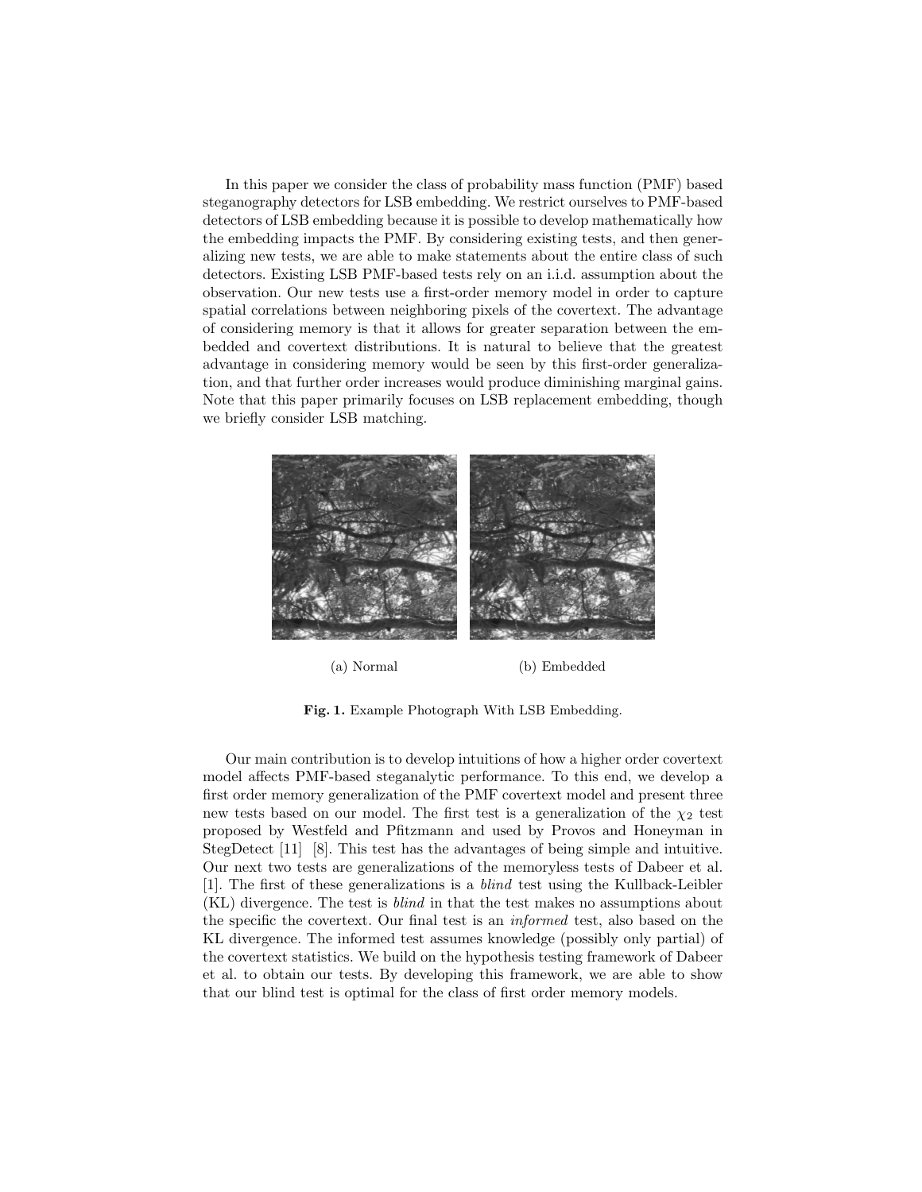In this paper we consider the class of probability mass function (PMF) based steganography detectors for LSB embedding. We restrict ourselves to PMF-based detectors of LSB embedding because it is possible to develop mathematically how the embedding impacts the PMF. By considering existing tests, and then generalizing new tests, we are able to make statements about the entire class of such detectors. Existing LSB PMF-based tests rely on an i.i.d. assumption about the observation. Our new tests use a first-order memory model in order to capture spatial correlations between neighboring pixels of the covertext. The advantage of considering memory is that it allows for greater separation between the embedded and covertext distributions. It is natural to believe that the greatest advantage in considering memory would be seen by this first-order generalization, and that further order increases would produce diminishing marginal gains. Note that this paper primarily focuses on LSB replacement embedding, though we briefly consider LSB matching.

(a) Normal

(b) Embedded

**Fig. 1.** Example Photograph With LSB Embedding.

Our main contribution is to develop intuitions of how a higher order covertext model affects PMF-based steganalytic performance. To this end, we develop a first order memory generalization of the PMF covertext model and present three new tests based on our model. The first test is a generalization of the $\chi_2$ test proposed by Westfeld and Pfitzmann and used by Provos and Honeyman in StegDetect [11] [8]. This test has the advantages of being simple and intuitive. Our next two tests are generalizations of the memoryless tests of Dabeer et al. [1]. The first of these generalizations is a *blind* test using the Kullback-Leibler (KL) divergence. The test is *blind* in that the test makes no assumptions about the specific the covertext. Our final test is an *informed* test, also based on the KL divergence. The informed test assumes knowledge (possibly only partial) of the covertext statistics. We build on the hypothesis testing framework of Dabeer et al. to obtain our tests. By developing this framework, we are able to show that our blind test is optimal for the class of first order memory models.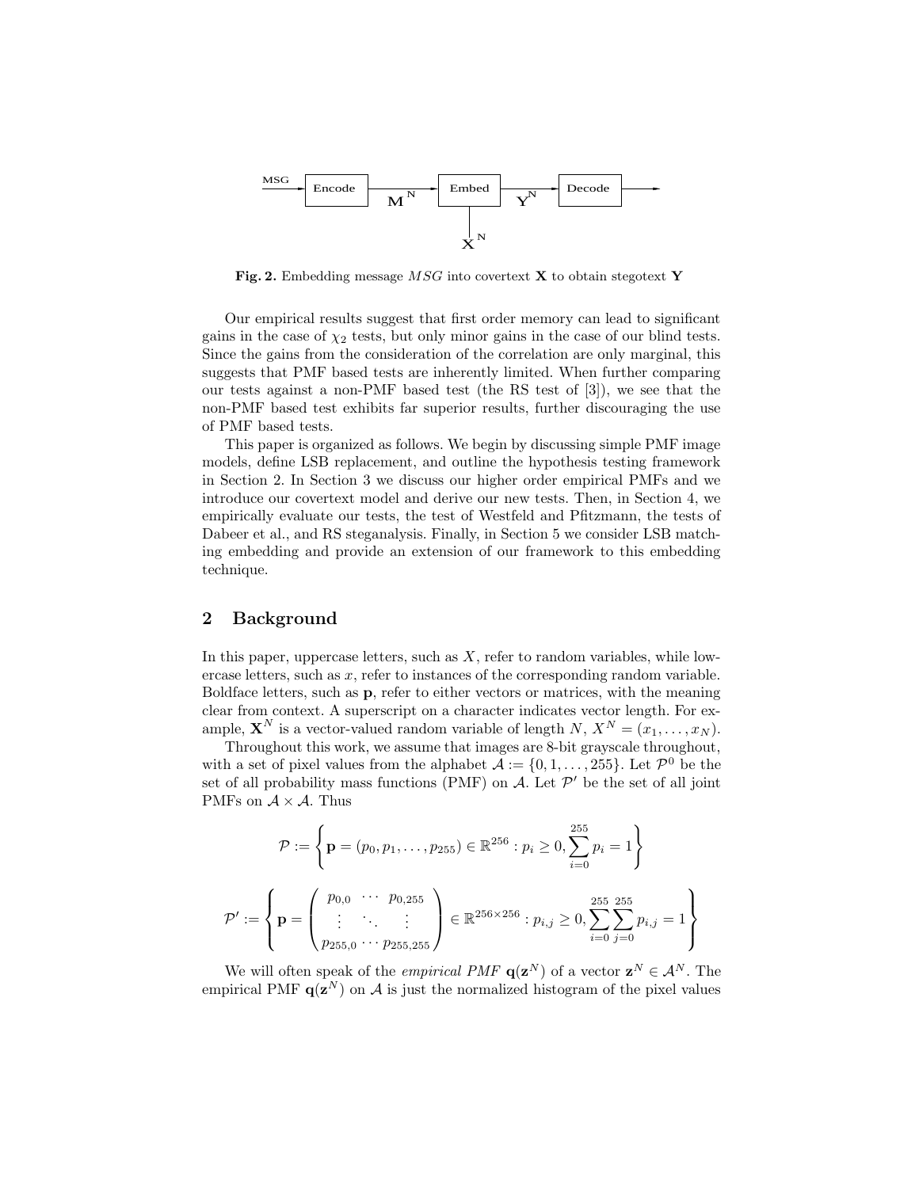**Fig. 2.** Embedding message $MSG$ into covertext $\mathbf{X}$ to obtain stegotext $\mathbf{Y}$

Our empirical results suggest that first order memory can lead to significant gains in the case of $\chi_2$ tests, but only minor gains in the case of our blind tests. Since the gains from the consideration of the correlation are only marginal, this suggests that PMF based tests are inherently limited. When further comparing our tests against a non-PMF based test (the RS test of [3]), we see that the non-PMF based test exhibits far superior results, further discouraging the use of PMF based tests.

This paper is organized as follows. We begin by discussing simple PMF image models, define LSB replacement, and outline the hypothesis testing framework in Section 2. In Section 3 we discuss our higher order empirical PMFs and we introduce our covertext model and derive our new tests. Then, in Section 4, we empirically evaluate our tests, the test of Westfeld and Pfitzmann, the tests of Dabeer et al., and RS steganalysis. Finally, in Section 5 we consider LSB matching embedding and provide an extension of our framework to this embedding technique.

## 2 Background

In this paper, uppercase letters, such as $X$, refer to random variables, while lowercase letters, such as $x$, refer to instances of the corresponding random variable. Boldface letters, such as $\mathbf{p}$, refer to either vectors or matrices, with the meaning clear from context. A superscript on a character indicates vector length. For example, $\mathbf{X}^N$ is a vector-valued random variable of length $N$, $X^N = (x_1, \ldots, x_N)$.

Throughout this work, we assume that images are 8-bit grayscale throughout, with a set of pixel values from the alphabet $\mathcal{A} := \{0, 1, \ldots, 255\}$. Let $\mathcal{P}^0$ be the set of all probability mass functions (PMF) on $\mathcal{A}$. Let $\mathcal{P}'$ be the set of all joint PMFs on $\mathcal{A} \times \mathcal{A}$. Thus

$$\mathcal{P} := \left\{ \mathbf{p} = (p_0, p_1, \ldots, p_{255}) \in \mathbb{R}^{256} : p_i \geq 0, \sum_{i=0}^{255} p_i = 1 \right\}$$

$$\mathcal{P}' := \left\{ \mathbf{p} = \begin{pmatrix} p_{0,0} & \cdots & p_{0,255} \\ \vdots & \ddots & \vdots \\ p_{255,0} & \cdots & p_{255,255} \end{pmatrix} \in \mathbb{R}^{256 \times 256} : p_{i,j} \geq 0, \sum_{i=0}^{255} \sum_{j=0}^{255} p_{i,j} = 1 \right\}$$

We will often speak of the *empirical PMF* $\mathbf{q}(\mathbf{z}^N)$ of a vector $\mathbf{z}^N \in \mathcal{A}^N$. The empirical PMF $\mathbf{q}(\mathbf{z}^N)$ on $\mathcal{A}$ is just the normalized histogram of the pixel values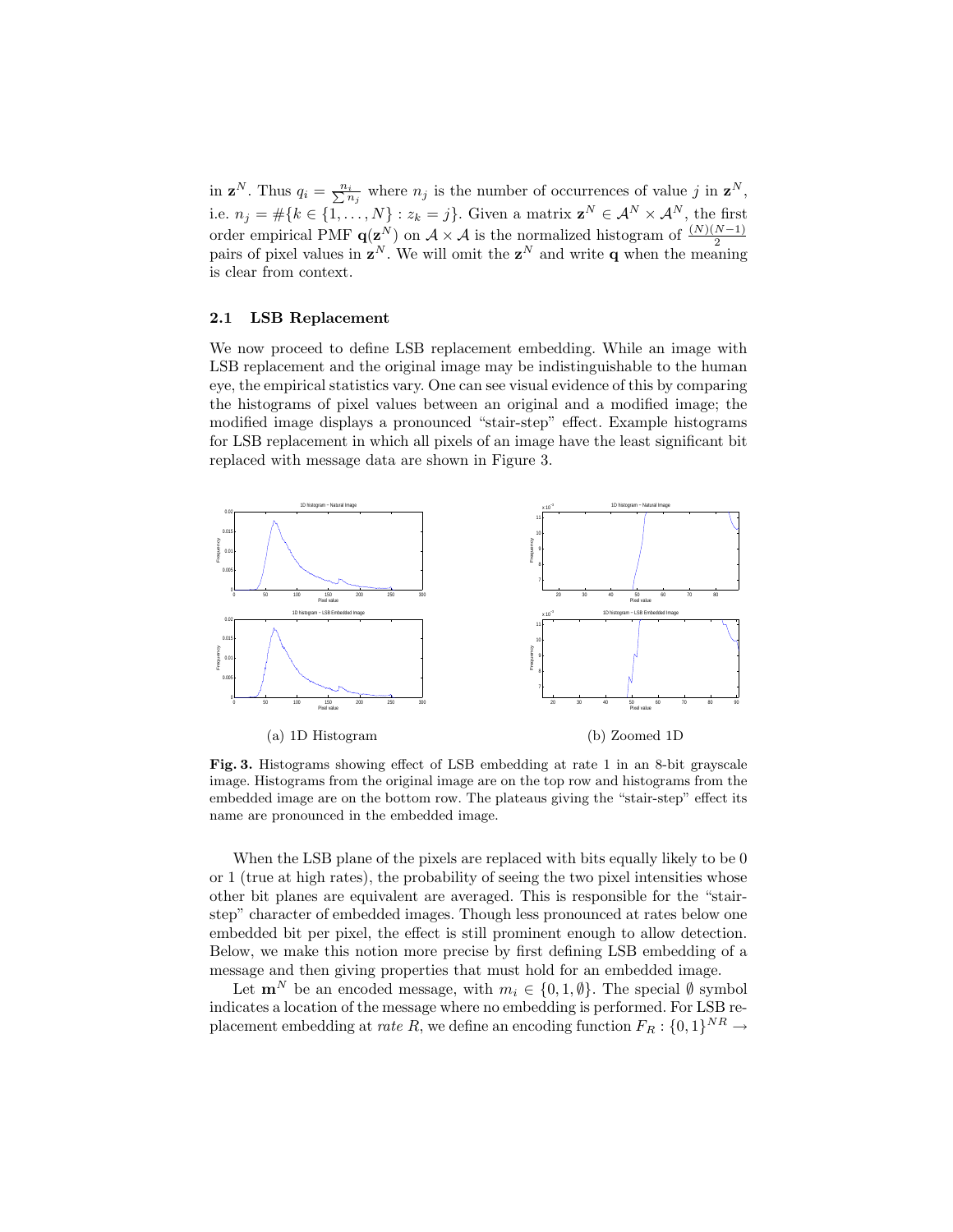in $\mathbf{z}^N$. Thus $q_i = \frac{n_i}{\sum n_j}$ where $n_j$ is the number of occurrences of value $j$ in $\mathbf{z}^N$, i.e. $n_j = \#\{k \in \{1, \ldots, N\} : z_k = j\}$. Given a matrix $\mathbf{z}^N \in \mathcal{A}^N \times \mathcal{A}^N$, the first order empirical PMF $\mathbf{q}(\mathbf{z}^N)$ on $\mathcal{A} \times \mathcal{A}$ is the normalized histogram of $\frac{(N)(N-1)}{2}$ pairs of pixel values in $\mathbf{z}^N$. We will omit the $\mathbf{z}^N$ and write $\mathbf{q}$ when the meaning is clear from context.

### 2.1 LSB Replacement

We now proceed to define LSB replacement embedding. While an image with LSB replacement and the original image may be indistinguishable to the human eye, the empirical statistics vary. One can see visual evidence of this by comparing the histograms of pixel values between an original and a modified image; the modified image displays a pronounced "stair-step" effect. Example histograms for LSB replacement in which all pixels of an image have the least significant bit replaced with message data are shown in Figure 3.

(a) 1D Histogram

(b) Zoomed 1D

**Fig. 3.** Histograms showing effect of LSB embedding at rate 1 in an 8-bit grayscale image. Histograms from the original image are on the top row and histograms from the embedded image are on the bottom row. The plateaus giving the "stair-step" effect its name are pronounced in the embedded image.

When the LSB plane of the pixels are replaced with bits equally likely to be 0 or 1 (true at high rates), the probability of seeing the two pixel intensities whose other bit planes are equivalent are averaged. This is responsible for the "stair-step" character of embedded images. Though less pronounced at rates below one embedded bit per pixel, the effect is still prominent enough to allow detection. Below, we make this notion more precise by first defining LSB embedding of a message and then giving properties that must hold for an embedded image.

Let $\mathbf{m}^N$ be an encoded message, with $m_i \in \{0, 1, \emptyset\}$. The special $\emptyset$ symbol indicates a location of the message where no embedding is performed. For LSB replacement embedding at *rate* $R$, we define an encoding function $F_R : \{0,1\}^{NR} \rightarrow$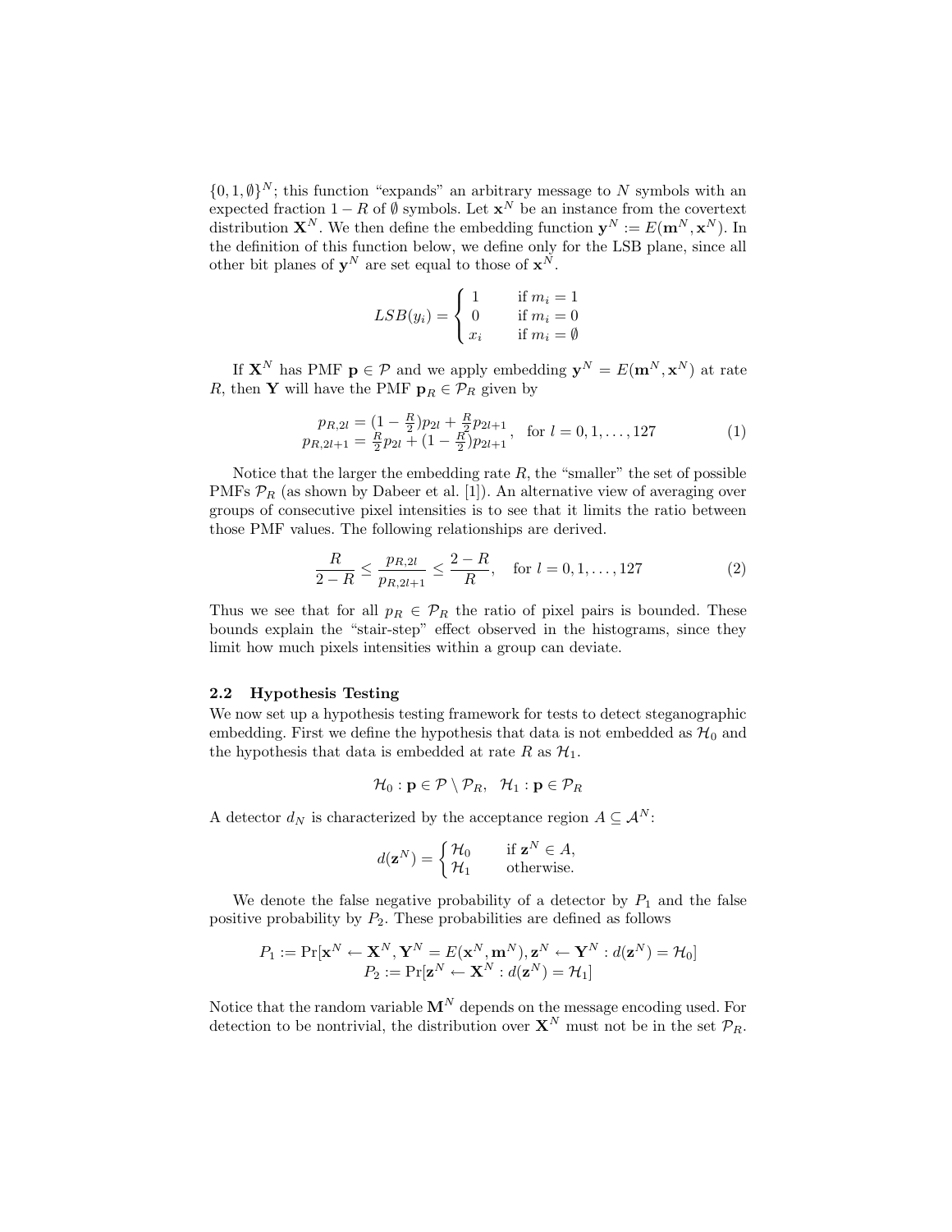$\{0, 1, \emptyset\}^N$; this function "expands" an arbitrary message to $N$ symbols with an expected fraction $1 - R$ of $\emptyset$ symbols. Let $\mathbf{x}^N$ be an instance from the covertext distribution $\mathbf{X}^N$. We then define the embedding function $\mathbf{y}^N := E(\mathbf{m}^N, \mathbf{x}^N)$. In the definition of this function below, we define only for the LSB plane, since all other bit planes of $\mathbf{y}^N$ are set equal to those of $\mathbf{x}^N$.

$$
LSB(y_i) = \begin{cases} 1 & \text{if } m_i = 1 \\ 0 & \text{if } m_i = 0 \\ x_i & \text{if } m_i = \emptyset \end{cases}
$$

If $\mathbf{X}^N$ has PMF $\mathbf{p} \in \mathcal{P}$ and we apply embedding $\mathbf{y}^N = E(\mathbf{m}^N, \mathbf{x}^N)$ at rate $R$, then $\mathbf{Y}$ will have the PMF $\mathbf{p}_R \in \mathcal{P}_R$ given by

$$
\begin{array}{r} p_{R,2l} = (1 - \frac{R}{2})p_{2l} + \frac{R}{2}p_{2l+1} \\ p_{R,2l+1} = \frac{R}{2}p_{2l} + (1 - \frac{R}{2})p_{2l+1} \end{array}, \quad \text{for } l = 0, 1, \ldots, 127 \tag{1}
$$

Notice that the larger the embedding rate $R$, the "smaller" the set of possible PMFs $\mathcal{P}_R$ (as shown by Dabeer et al. [1]). An alternative view of averaging over groups of consecutive pixel intensities is to see that it limits the ratio between those PMF values. The following relationships are derived.

$$
\frac{R}{2-R} \leq \frac{p_{R,2l}}{p_{R,2l+1}} \leq \frac{2-R}{R}, \quad \text{for } l = 0, 1, \ldots, 127 \tag{2}
$$

Thus we see that for all $p_R \in \mathcal{P}_R$ the ratio of pixel pairs is bounded. These bounds explain the "stair-step" effect observed in the histograms, since they limit how much pixels intensities within a group can deviate.

### 2.2 Hypothesis Testing

We now set up a hypothesis testing framework for tests to detect steganographic embedding. First we define the hypothesis that data is not embedded as $\mathcal{H}_0$ and the hypothesis that data is embedded at rate $R$ as $\mathcal{H}_1$.

$$
\mathcal{H}_0 : \mathbf{p} \in \mathcal{P} \setminus \mathcal{P}_R, \quad \mathcal{H}_1 : \mathbf{p} \in \mathcal{P}_R
$$

A detector $d_N$ is characterized by the acceptance region $A \subseteq \mathcal{A}^N$:

$$
d(\mathbf{z}^N) = \begin{cases} \mathcal{H}_0 & \text{if } \mathbf{z}^N \in A, \\ \mathcal{H}_1 & \text{otherwise.} \end{cases}
$$

We denote the false negative probability of a detector by $P_1$ and the false positive probability by $P_2$. These probabilities are defined as follows

$$
P_1 := \Pr[\mathbf{x}^N \leftarrow \mathbf{X}^N, \mathbf{Y}^N = E(\mathbf{x}^N, \mathbf{m}^N), \mathbf{z}^N \leftarrow \mathbf{Y}^N : d(\mathbf{z}^N) = \mathcal{H}_0]
$$
$$
P_2 := \Pr[\mathbf{z}^N \leftarrow \mathbf{X}^N : d(\mathbf{z}^N) = \mathcal{H}_1]
$$

Notice that the random variable $\mathbf{M}^N$ depends on the message encoding used. For detection to be nontrivial, the distribution over $\mathbf{X}^N$ must not be in the set $\mathcal{P}_R$.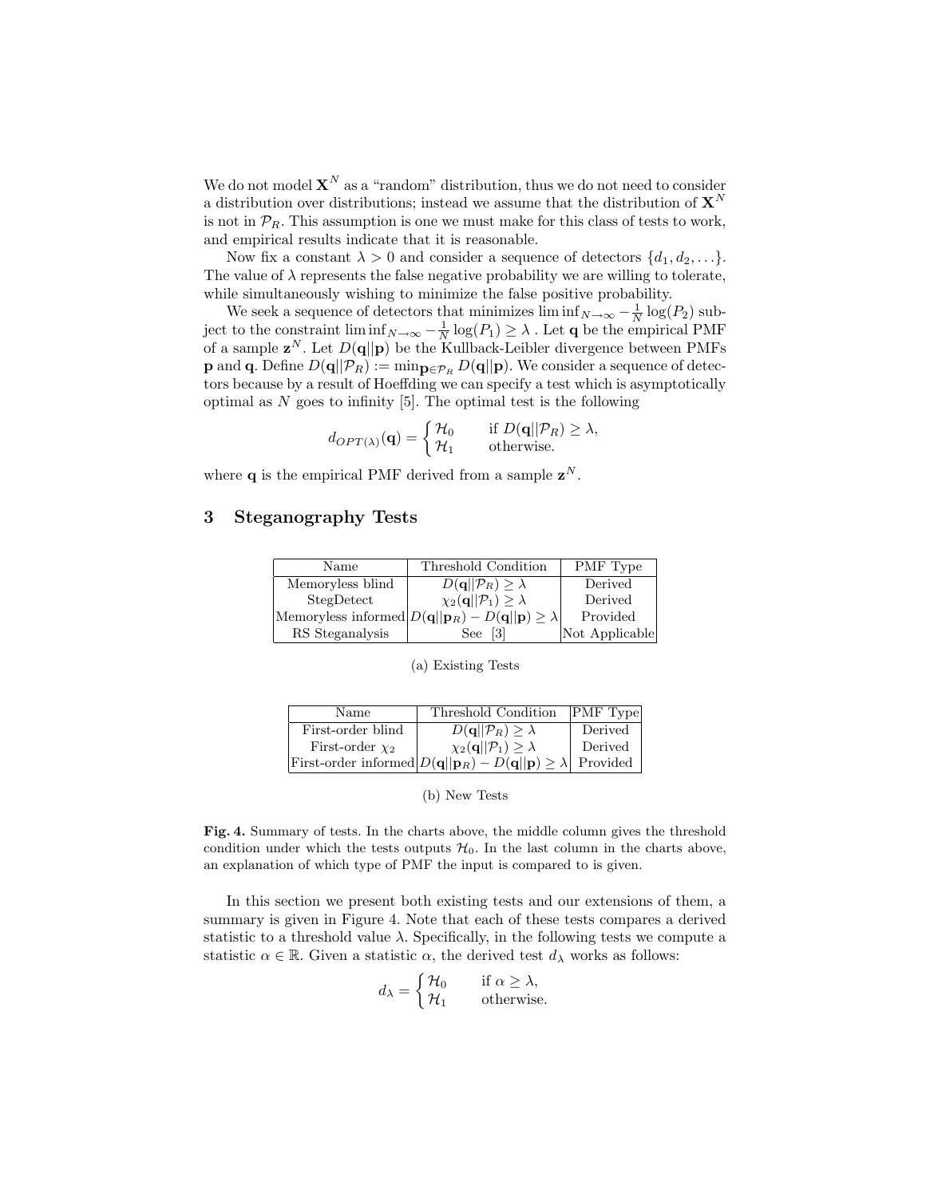We do not model $\mathbf{X}^N$ as a "random" distribution, thus we do not need to consider a distribution over distributions; instead we assume that the distribution of $\mathbf{X}^N$ is not in $\mathcal{P}_R$. This assumption is one we must make for this class of tests to work, and empirical results indicate that it is reasonable.

Now fix a constant $\lambda > 0$ and consider a sequence of detectors $\{d_1, d_2, \ldots\}$. The value of $\lambda$ represents the false negative probability we are willing to tolerate, while simultaneously wishing to minimize the false positive probability.

We seek a sequence of detectors that minimizes $\liminf_{N\to\infty} -\frac{1}{N}\log(P_2)$ subject to the constraint $\liminf_{N\to\infty} -\frac{1}{N}\log(P_1) \geq \lambda$ . Let $\mathbf{q}$ be the empirical PMF of a sample $\mathbf{z}^N$. Let $D(\mathbf{q}||\mathbf{p})$ be the Kullback-Leibler divergence between PMFs $\mathbf{p}$ and $\mathbf{q}$. Define $D(\mathbf{q}||\mathcal{P}_R) := \min_{\mathbf{p}\in\mathcal{P}_R} D(\mathbf{q}||\mathbf{p})$. We consider a sequence of detectors because by a result of Hoeffding we can specify a test which is asymptotically optimal as $N$ goes to infinity [5]. The optimal test is the following

$$d_{OPT(\lambda)}(\mathbf{q}) = \begin{cases} \mathcal{H}_0 & \text{if } D(\mathbf{q}||\mathcal{P}_R) \geq \lambda, \\ \mathcal{H}_1 & \text{otherwise.} \end{cases}$$

where $\mathbf{q}$ is the empirical PMF derived from a sample $\mathbf{z}^N$.

## 3 Steganography Tests

| Name | Threshold Condition | PMF Type |
|---|---|---|
| Memoryless blind | $D(\mathbf{q}\|\|\mathcal{P}_R) \geq \lambda$ | Derived |
| StegDetect | $\chi_2(\mathbf{q}\|\|\mathcal{P}_1) \geq \lambda$ | Derived |
| Memoryless informed | $D(\mathbf{q}\|\|\mathbf{p}_R) - D(\mathbf{q}\|\|\mathbf{p}) \geq \lambda$ | Provided |
| RS Steganalysis | See [3] | Not Applicable |

(a) Existing Tests

| Name | Threshold Condition | PMF Type |
|---|---|---|
| First-order blind | $D(\mathbf{q}\|\|\mathcal{P}_R) \geq \lambda$ | Derived |
| First-order $\chi_2$ | $\chi_2(\mathbf{q}\|\|\mathcal{P}_1) \geq \lambda$ | Derived |
| First-order informed | $D(\mathbf{q}\|\|\mathbf{p}_R) - D(\mathbf{q}\|\|\mathbf{p}) \geq \lambda$ | Provided |

(b) New Tests

**Fig. 4.** Summary of tests. In the charts above, the middle column gives the threshold condition under which the tests outputs $\mathcal{H}_0$. In the last column in the charts above, an explanation of which type of PMF the input is compared to is given.

In this section we present both existing tests and our extensions of them, a summary is given in Figure 4. Note that each of these tests compares a derived statistic to a threshold value $\lambda$. Specifically, in the following tests we compute a statistic $\alpha \in \mathbb{R}$. Given a statistic $\alpha$, the derived test $d_\lambda$ works as follows:

$$d_\lambda = \begin{cases} \mathcal{H}_0 & \text{if } \alpha \geq \lambda, \\ \mathcal{H}_1 & \text{otherwise.} \end{cases}$$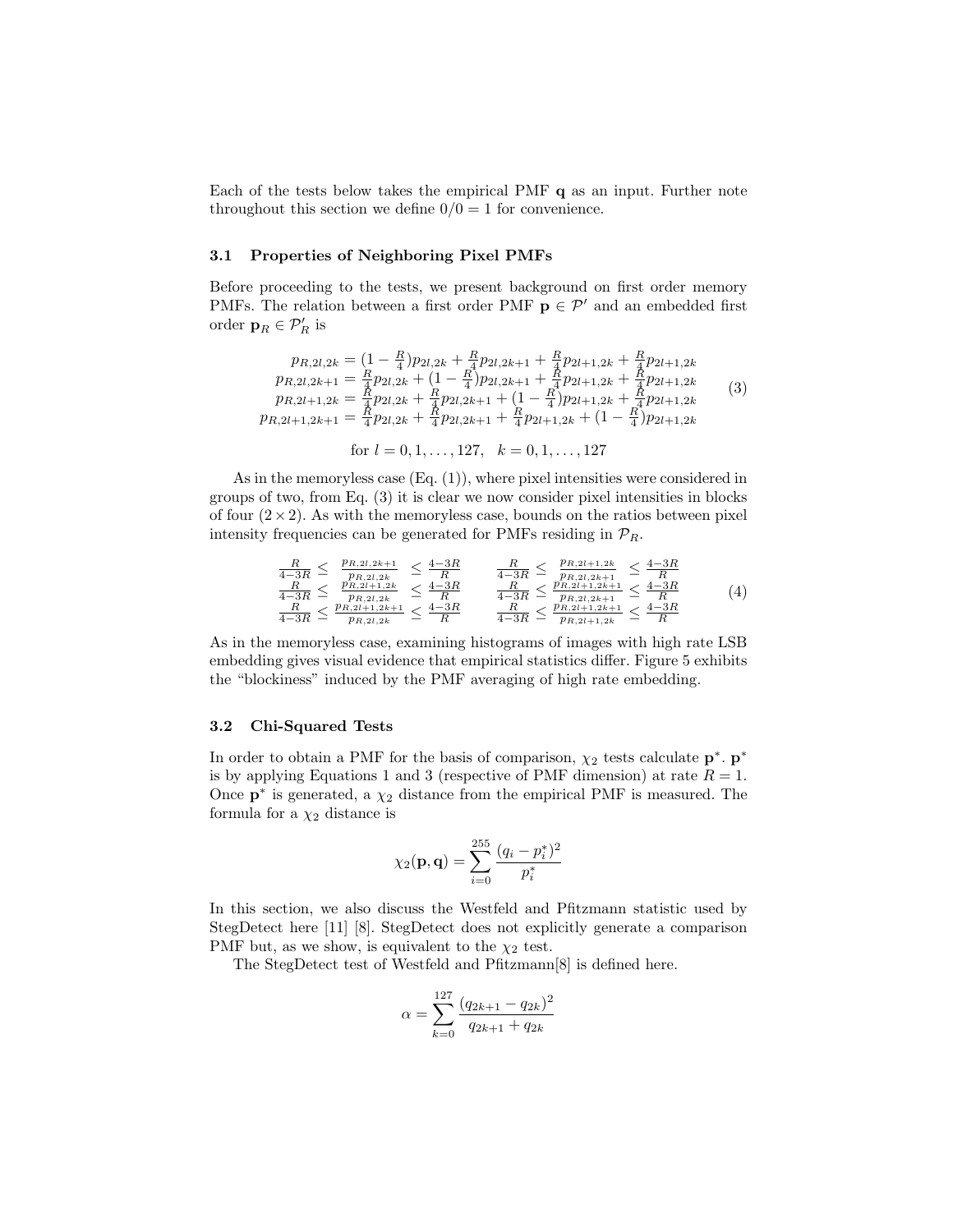Each of the tests below takes the empirical PMF $\mathbf{q}$ as an input. Further note throughout this section we define $0/0 = 1$ for convenience.

### 3.1 Properties of Neighboring Pixel PMFs

Before proceeding to the tests, we present background on first order memory PMFs. The relation between a first order PMF $\mathbf{p} \in \mathcal{P}'$ and an embedded first order $\mathbf{p}_R \in \mathcal{P}'_R$ is

$$
\begin{aligned}
p_{R,2l,2k} &= (1 - \tfrac{R}{4})p_{2l,2k} + \tfrac{R}{4}p_{2l,2k+1} + \tfrac{R}{4}p_{2l+1,2k} + \tfrac{R}{4}p_{2l+1,2k} \\
p_{R,2l,2k+1} &= \tfrac{R}{4}p_{2l,2k} + (1 - \tfrac{R}{4})p_{2l,2k+1} + \tfrac{R}{4}p_{2l+1,2k} + \tfrac{R}{4}p_{2l+1,2k} \\
p_{R,2l+1,2k} &= \tfrac{R}{4}p_{2l,2k} + \tfrac{R}{4}p_{2l,2k+1} + (1 - \tfrac{R}{4})p_{2l+1,2k} + \tfrac{R}{4}p_{2l+1,2k} \\
p_{R,2l+1,2k+1} &= \tfrac{R}{4}p_{2l,2k} + \tfrac{R}{4}p_{2l,2k+1} + \tfrac{R}{4}p_{2l+1,2k} + (1 - \tfrac{R}{4})p_{2l+1,2k}
\end{aligned} \tag{3}
$$

$$
\text{for } l = 0, 1, \ldots, 127, \quad k = 0, 1, \ldots, 127
$$

As in the memoryless case (Eq. (1)), where pixel intensities were considered in groups of two, from Eq. (3) it is clear we now consider pixel intensities in blocks of four $(2 \times 2)$. As with the memoryless case, bounds on the ratios between pixel intensity frequencies can be generated for PMFs residing in $\mathcal{P}_R$.

$$
\begin{array}{ll}
\frac{R}{4-3R} \leq \frac{p_{R,2l,2k+1}}{p_{R,2l,2k}} \leq \frac{4-3R}{R} & \quad \frac{R}{4-3R} \leq \frac{p_{R,2l+1,2k}}{p_{R,2l,2k+1}} \leq \frac{4-3R}{R} \\
\frac{R}{4-3R} \leq \frac{p_{R,2l+1,2k}}{p_{R,2l,2k}} \leq \frac{4-3R}{R} & \quad \frac{R}{4-3R} \leq \frac{p_{R,2l+1,2k+1}}{p_{R,2l,2k+1}} \leq \frac{4-3R}{R} \\
\frac{R}{4-3R} \leq \frac{p_{R,2l+1,2k+1}}{p_{R,2l,2k}} \leq \frac{4-3R}{R} & \quad \frac{R}{4-3R} \leq \frac{p_{R,2l+1,2k+1}}{p_{R,2l+1,2k}} \leq \frac{4-3R}{R}
\end{array} \tag{4}
$$

As in the memoryless case, examining histograms of images with high rate LSB embedding gives visual evidence that empirical statistics differ. Figure 5 exhibits the "blockiness" induced by the PMF averaging of high rate embedding.

### 3.2 Chi-Squared Tests

In order to obtain a PMF for the basis of comparison, $\chi_2$ tests calculate $\mathbf{p}^*$. $\mathbf{p}^*$ is by applying Equations 1 and 3 (respective of PMF dimension) at rate $R = 1$. Once $\mathbf{p}^*$ is generated, a $\chi_2$ distance from the empirical PMF is measured. The formula for a $\chi_2$ distance is

$$
\chi_2(\mathbf{p}, \mathbf{q}) = \sum_{i=0}^{255} \frac{(q_i - p_i^*)^2}{p_i^*}
$$

In this section, we also discuss the Westfeld and Pfitzmann statistic used by StegDetect here [11] [8]. StegDetect does not explicitly generate a comparison PMF but, as we show, is equivalent to the $\chi_2$ test.

The StegDetect test of Westfeld and Pfitzmann[8] is defined here.

$$
\alpha = \sum_{k=0}^{127} \frac{(q_{2k+1} - q_{2k})^2}{q_{2k+1} + q_{2k}}
$$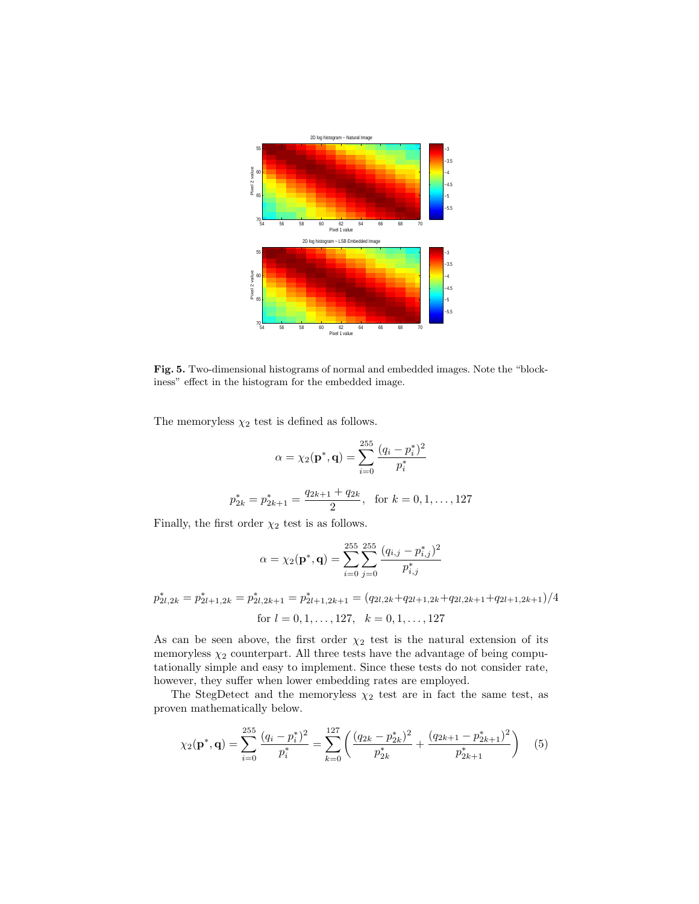**Fig. 5.** Two-dimensional histograms of normal and embedded images. Note the "blockiness" effect in the histogram for the embedded image.

The memoryless $\chi_2$ test is defined as follows.

$$\alpha = \chi_2(\mathbf{p}^*, \mathbf{q}) = \sum_{i=0}^{255} \frac{(q_i - p_i^*)^2}{p_i^*}$$

$$p_{2k}^* = p_{2k+1}^* = \frac{q_{2k+1} + q_{2k}}{2}, \quad \text{for } k = 0, 1, \ldots, 127$$

Finally, the first order $\chi_2$ test is as follows.

$$\alpha = \chi_2(\mathbf{p}^*, \mathbf{q}) = \sum_{i=0}^{255} \sum_{j=0}^{255} \frac{(q_{i,j} - p_{i,j}^*)^2}{p_{i,j}^*}$$

$$p_{2l,2k}^* = p_{2l+1,2k}^* = p_{2l,2k+1}^* = p_{2l+1,2k+1}^* = (q_{2l,2k} + q_{2l+1,2k} + q_{2l,2k+1} + q_{2l+1,2k+1})/4$$

$$\text{for } l = 0, 1, \ldots, 127, \quad k = 0, 1, \ldots, 127$$

As can be seen above, the first order $\chi_2$ test is the natural extension of its memoryless $\chi_2$ counterpart. All three tests have the advantage of being computationally simple and easy to implement. Since these tests do not consider rate, however, they suffer when lower embedding rates are employed.

The StegDetect and the memoryless $\chi_2$ test are in fact the same test, as proven mathematically below.

$$\chi_2(\mathbf{p}^*, \mathbf{q}) = \sum_{i=0}^{255} \frac{(q_i - p_i^*)^2}{p_i^*} = \sum_{k=0}^{127} \left( \frac{(q_{2k} - p_{2k}^*)^2}{p_{2k}^*} + \frac{(q_{2k+1} - p_{2k+1}^*)^2}{p_{2k+1}^*} \right) \quad (5)$$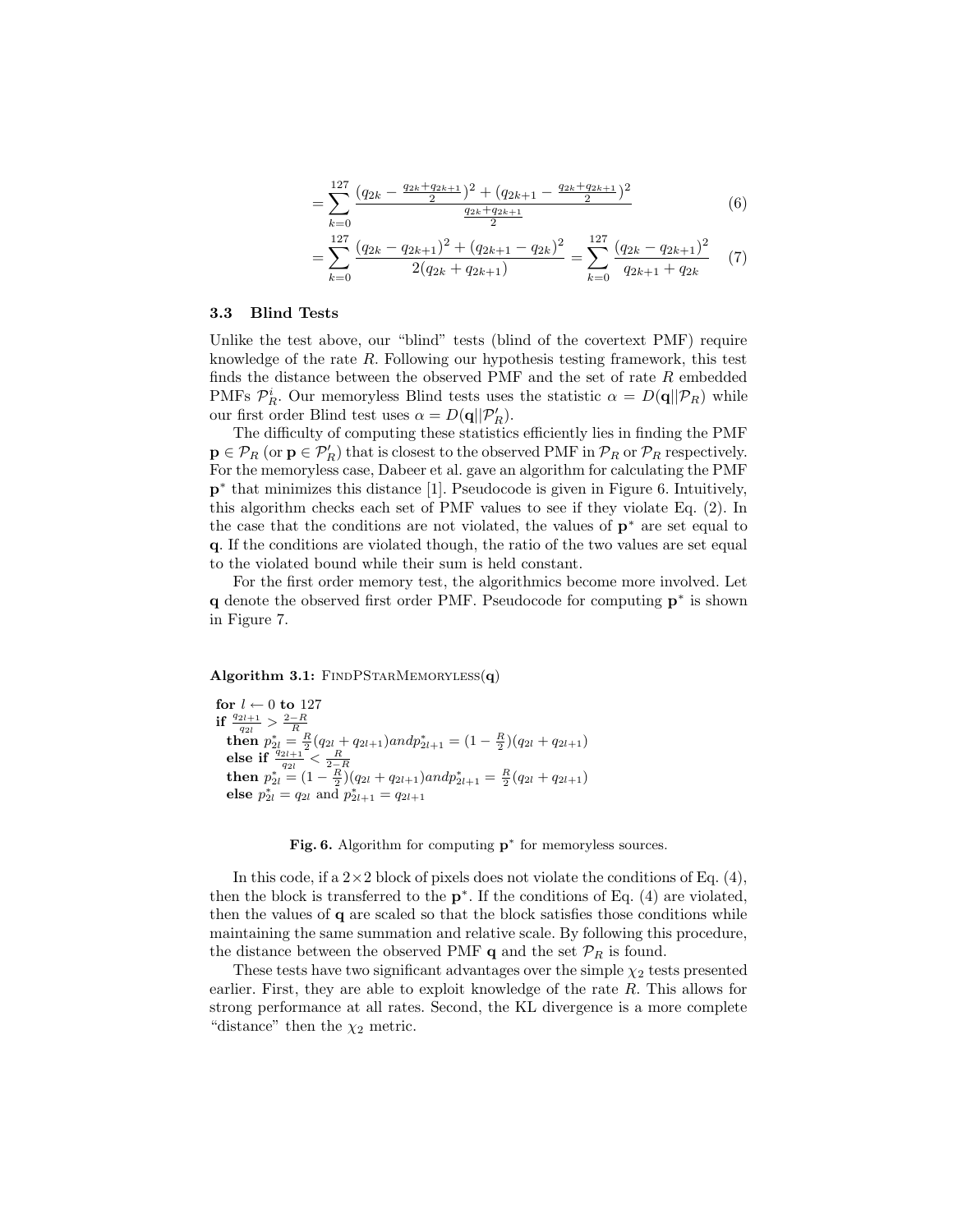$$= \sum_{k=0}^{127} \frac{(q_{2k} - \frac{q_{2k}+q_{2k+1}}{2})^2 + (q_{2k+1} - \frac{q_{2k}+q_{2k+1}}{2})^2}{\frac{q_{2k}+q_{2k+1}}{2}} \tag{6}$$

$$= \sum_{k=0}^{127} \frac{(q_{2k} - q_{2k+1})^2 + (q_{2k+1} - q_{2k})^2}{2(q_{2k} + q_{2k+1})} = \sum_{k=0}^{127} \frac{(q_{2k} - q_{2k+1})^2}{q_{2k+1} + q_{2k}} \tag{7}$$

### 3.3 Blind Tests

Unlike the test above, our "blind" tests (blind of the covertext PMF) require knowledge of the rate $R$. Following our hypothesis testing framework, this test finds the distance between the observed PMF and the set of rate $R$ embedded PMFs $\mathcal{P}_R^i$. Our memoryless Blind tests uses the statistic $\alpha = D(\mathbf{q}||\mathcal{P}_R)$ while our first order Blind test uses $\alpha = D(\mathbf{q}||\mathcal{P}_R')$.

The difficulty of computing these statistics efficiently lies in finding the PMF $\mathbf{p} \in \mathcal{P}_R$ (or $\mathbf{p} \in \mathcal{P}_R'$) that is closest to the observed PMF in $\mathcal{P}_R$ or $\mathcal{P}_R$ respectively. For the memoryless case, Dabeer et al. gave an algorithm for calculating the PMF $\mathbf{p}^*$ that minimizes this distance [1]. Pseudocode is given in Figure 6. Intuitively, this algorithm checks each set of PMF values to see if they violate Eq. (2). In the case that the conditions are not violated, the values of $\mathbf{p}^*$ are set equal to $\mathbf{q}$. If the conditions are violated though, the ratio of the two values are set equal to the violated bound while their sum is held constant.

For the first order memory test, the algorithmics become more involved. Let $\mathbf{q}$ denote the observed first order PMF. Pseudocode for computing $\mathbf{p}^*$ is shown in Figure 7.

**Algorithm 3.1:** FINDPSTARMEMORYLESS($\mathbf{q}$)

**for** $l \leftarrow 0$ **to** 127
**if** $\frac{q_{2l+1}}{q_{2l}} > \frac{2-R}{R}$
  **then** $p_{2l}^* = \frac{R}{2}(q_{2l} + q_{2l+1}) and p_{2l+1}^* = (1 - \frac{R}{2})(q_{2l} + q_{2l+1})$
  **else if** $\frac{q_{2l+1}}{q_{2l}} < \frac{R}{2-R}$
  **then** $p_{2l}^* = (1 - \frac{R}{2})(q_{2l} + q_{2l+1}) and p_{2l+1}^* = \frac{R}{2}(q_{2l} + q_{2l+1})$
  **else** $p_{2l}^* = q_{2l}$ and $p_{2l+1}^* = q_{2l+1}$

**Fig. 6.** Algorithm for computing $\mathbf{p}^*$ for memoryless sources.

In this code, if a $2 \times 2$ block of pixels does not violate the conditions of Eq. (4), then the block is transferred to the $\mathbf{p}^*$. If the conditions of Eq. (4) are violated, then the values of $\mathbf{q}$ are scaled so that the block satisfies those conditions while maintaining the same summation and relative scale. By following this procedure, the distance between the observed PMF $\mathbf{q}$ and the set $\mathcal{P}_R$ is found.

These tests have two significant advantages over the simple $\chi_2$ tests presented earlier. First, they are able to exploit knowledge of the rate $R$. This allows for strong performance at all rates. Second, the KL divergence is a more complete "distance" then the $\chi_2$ metric.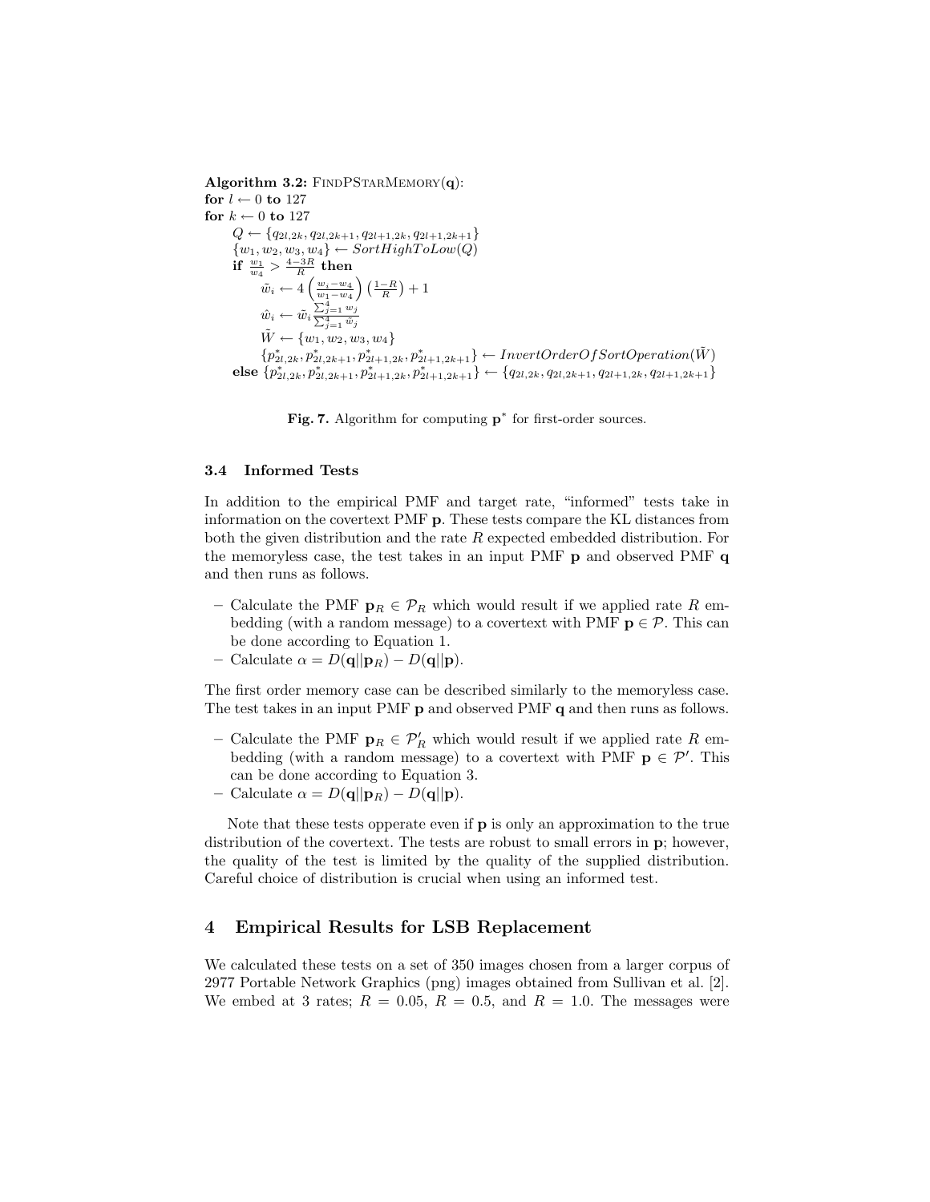**Algorithm 3.2:** FindPStarMemory($\mathbf{q}$):

```
for l ← 0 to 127
for k ← 0 to 127
    Q ← {q_{2l,2k}, q_{2l,2k+1}, q_{2l+1,2k}, q_{2l+1,2k+1}}
    {w_1, w_2, w_3, w_4} ← SortHighToLow(Q)
    if w_1/w_4 > (4−3R)/R then
        w̃_i ← 4 ((w_i − w_4)/(w_1 − w_4)) ((1−R)/R) + 1
        ŵ_i ← w̃_i (Σ_{j=1}^4 w_j)/(Σ_{j=1}^4 w̃_j)
        W̃ ← {w_1, w_2, w_3, w_4}
        {p*_{2l,2k}, p*_{2l,2k+1}, p*_{2l+1,2k}, p*_{2l+1,2k+1}} ← InvertOrderOfSortOperation(W̃)
    else {p*_{2l,2k}, p*_{2l,2k+1}, p*_{2l+1,2k}, p*_{2l+1,2k+1}} ← {q_{2l,2k}, q_{2l,2k+1}, q_{2l+1,2k}, q_{2l+1,2k+1}}
```

**Fig. 7.** Algorithm for computing $\mathbf{p}^*$ for first-order sources.

### 3.4 Informed Tests

In addition to the empirical PMF and target rate, "informed" tests take in information on the covertext PMF $\mathbf{p}$. These tests compare the KL distances from both the given distribution and the rate $R$ expected embedded distribution. For the memoryless case, the test takes in an input PMF $\mathbf{p}$ and observed PMF $\mathbf{q}$ and then runs as follows.

- Calculate the PMF $\mathbf{p}_R \in \mathcal{P}_R$ which would result if we applied rate $R$ embedding (with a random message) to a covertext with PMF $\mathbf{p} \in \mathcal{P}$. This can be done according to Equation 1.
- Calculate $\alpha = D(\mathbf{q}||\mathbf{p}_R) - D(\mathbf{q}||\mathbf{p})$.

The first order memory case can be described similarly to the memoryless case. The test takes in an input PMF $\mathbf{p}$ and observed PMF $\mathbf{q}$ and then runs as follows.

- Calculate the PMF $\mathbf{p}_R \in \mathcal{P}'_R$ which would result if we applied rate $R$ embedding (with a random message) to a covertext with PMF $\mathbf{p} \in \mathcal{P}'$. This can be done according to Equation 3.
- Calculate $\alpha = D(\mathbf{q}||\mathbf{p}_R) - D(\mathbf{q}||\mathbf{p})$.

Note that these tests opperate even if $\mathbf{p}$ is only an approximation to the true distribution of the covertext. The tests are robust to small errors in $\mathbf{p}$; however, the quality of the test is limited by the quality of the supplied distribution. Careful choice of distribution is crucial when using an informed test.

## 4 Empirical Results for LSB Replacement

We calculated these tests on a set of 350 images chosen from a larger corpus of 2977 Portable Network Graphics (png) images obtained from Sullivan et al. [2]. We embed at 3 rates; $R = 0.05$, $R = 0.5$, and $R = 1.0$. The messages were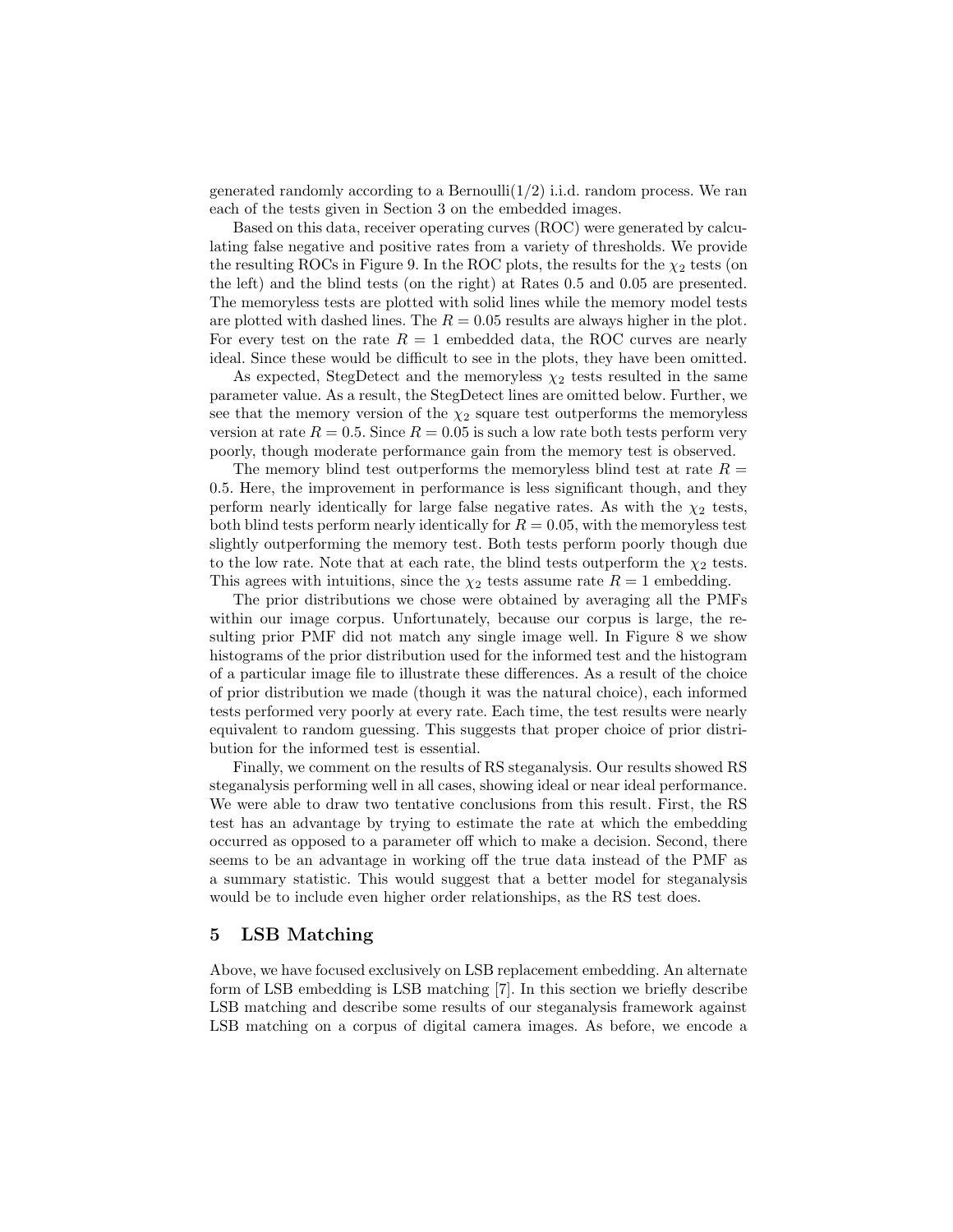generated randomly according to a Bernoulli(1/2) i.i.d. random process. We ran each of the tests given in Section 3 on the embedded images.

Based on this data, receiver operating curves (ROC) were generated by calculating false negative and positive rates from a variety of thresholds. We provide the resulting ROCs in Figure 9. In the ROC plots, the results for the $\chi_2$ tests (on the left) and the blind tests (on the right) at Rates 0.5 and 0.05 are presented. The memoryless tests are plotted with solid lines while the memory model tests are plotted with dashed lines. The $R = 0.05$ results are always higher in the plot. For every test on the rate $R = 1$ embedded data, the ROC curves are nearly ideal. Since these would be difficult to see in the plots, they have been omitted.

As expected, StegDetect and the memoryless $\chi_2$ tests resulted in the same parameter value. As a result, the StegDetect lines are omitted below. Further, we see that the memory version of the $\chi_2$ square test outperforms the memoryless version at rate $R = 0.5$. Since $R = 0.05$ is such a low rate both tests perform very poorly, though moderate performance gain from the memory test is observed.

The memory blind test outperforms the memoryless blind test at rate $R = 0.5$. Here, the improvement in performance is less significant though, and they perform nearly identically for large false negative rates. As with the $\chi_2$ tests, both blind tests perform nearly identically for $R = 0.05$, with the memoryless test slightly outperforming the memory test. Both tests perform poorly though due to the low rate. Note that at each rate, the blind tests outperform the $\chi_2$ tests. This agrees with intuitions, since the $\chi_2$ tests assume rate $R = 1$ embedding.

The prior distributions we chose were obtained by averaging all the PMFs within our image corpus. Unfortunately, because our corpus is large, the resulting prior PMF did not match any single image well. In Figure 8 we show histograms of the prior distribution used for the informed test and the histogram of a particular image file to illustrate these differences. As a result of the choice of prior distribution we made (though it was the natural choice), each informed tests performed very poorly at every rate. Each time, the test results were nearly equivalent to random guessing. This suggests that proper choice of prior distribution for the informed test is essential.

Finally, we comment on the results of RS steganalysis. Our results showed RS steganalysis performing well in all cases, showing ideal or near ideal performance. We were able to draw two tentative conclusions from this result. First, the RS test has an advantage by trying to estimate the rate at which the embedding occurred as opposed to a parameter off which to make a decision. Second, there seems to be an advantage in working off the true data instead of the PMF as a summary statistic. This would suggest that a better model for steganalysis would be to include even higher order relationships, as the RS test does.

## 5 LSB Matching

Above, we have focused exclusively on LSB replacement embedding. An alternate form of LSB embedding is LSB matching [7]. In this section we briefly describe LSB matching and describe some results of our steganalysis framework against LSB matching on a corpus of digital camera images. As before, we encode a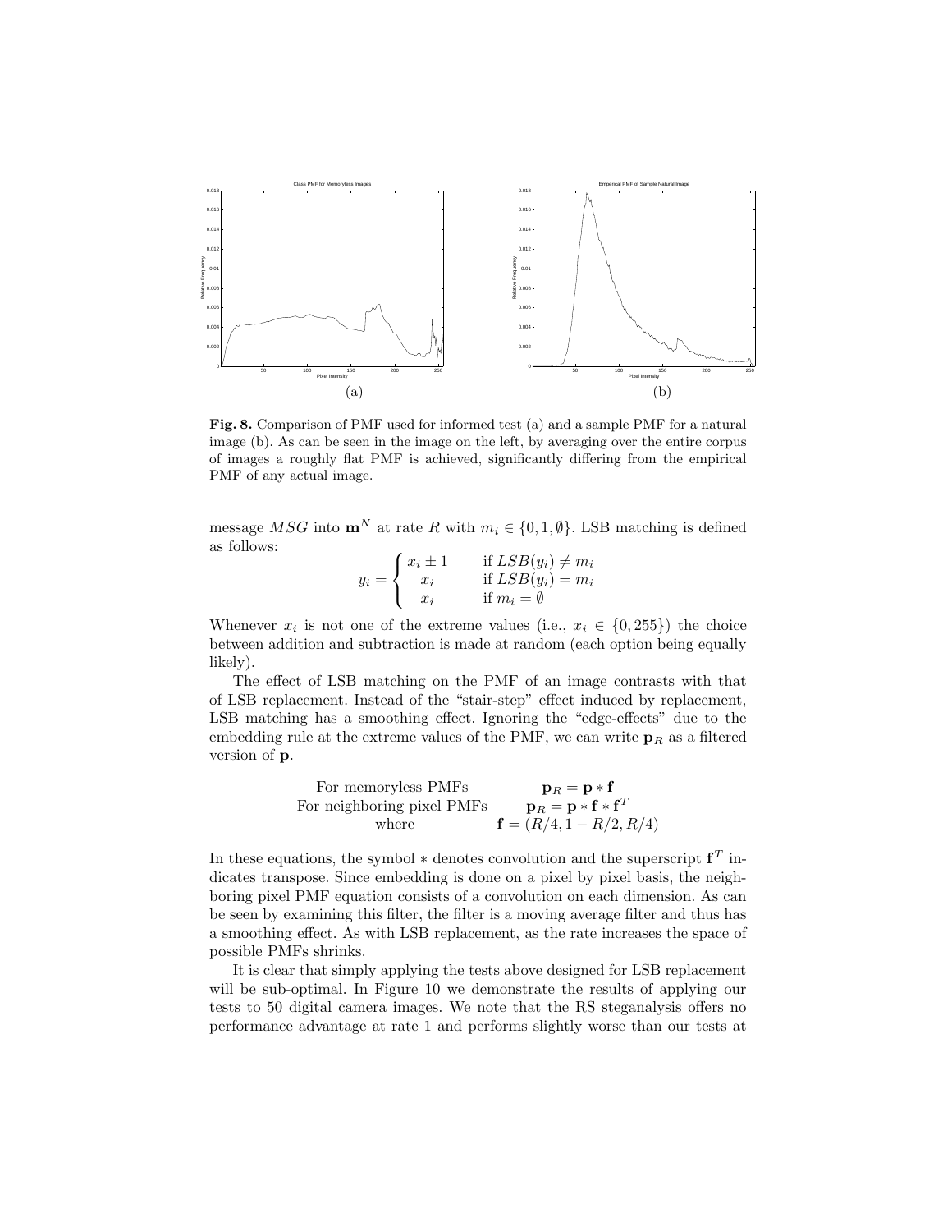**Fig. 8.** Comparison of PMF used for informed test (a) and a sample PMF for a natural image (b). As can be seen in the image on the left, by averaging over the entire corpus of images a roughly flat PMF is achieved, significantly differing from the empirical PMF of any actual image.

message $MSG$ into $\mathbf{m}^N$ at rate $R$ with $m_i \in \{0, 1, \emptyset\}$. LSB matching is defined as follows:

$$y_i = \begin{cases} x_i \pm 1 & \text{if } LSB(y_i) \neq m_i \\ x_i & \text{if } LSB(y_i) = m_i \\ x_i & \text{if } m_i = \emptyset \end{cases}$$

Whenever $x_i$ is not one of the extreme values (i.e., $x_i \in \{0, 255\}$) the choice between addition and subtraction is made at random (each option being equally likely).

The effect of LSB matching on the PMF of an image contrasts with that of LSB replacement. Instead of the "stair-step" effect induced by replacement, LSB matching has a smoothing effect. Ignoring the "edge-effects" due to the embedding rule at the extreme values of the PMF, we can write $\mathbf{p}_R$ as a filtered version of $\mathbf{p}$.

$$\begin{array}{lc} \text{For memoryless PMFs} & \mathbf{p}_R = \mathbf{p} * \mathbf{f} \\ \text{For neighboring pixel PMFs} & \mathbf{p}_R = \mathbf{p} * \mathbf{f} * \mathbf{f}^T \\ \text{where} & \mathbf{f} = (R/4, 1 - R/2, R/4) \end{array}$$

In these equations, the symbol $*$ denotes convolution and the superscript $\mathbf{f}^T$ indicates transpose. Since embedding is done on a pixel by pixel basis, the neighboring pixel PMF equation consists of a convolution on each dimension. As can be seen by examining this filter, the filter is a moving average filter and thus has a smoothing effect. As with LSB replacement, as the rate increases the space of possible PMFs shrinks.

It is clear that simply applying the tests above designed for LSB replacement will be sub-optimal. In Figure 10 we demonstrate the results of applying our tests to 50 digital camera images. We note that the RS steganalysis offers no performance advantage at rate 1 and performs slightly worse than our tests at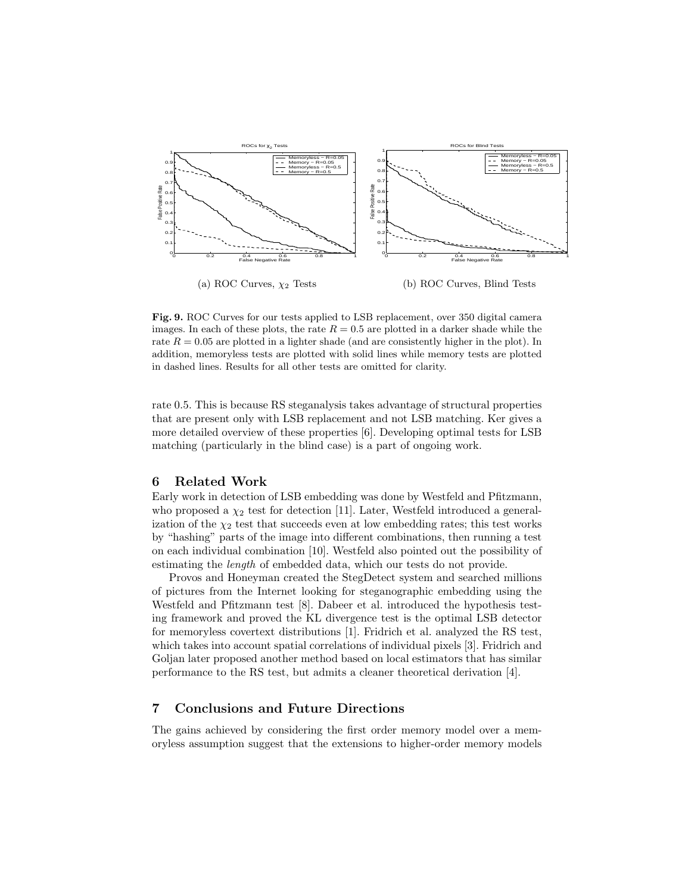(a) ROC Curves, $\chi_2$ Tests

(b) ROC Curves, Blind Tests

**Fig. 9.** ROC Curves for our tests applied to LSB replacement, over 350 digital camera images. In each of these plots, the rate $R = 0.5$ are plotted in a darker shade while the rate $R = 0.05$ are plotted in a lighter shade (and are consistently higher in the plot). In addition, memoryless tests are plotted with solid lines while memory tests are plotted in dashed lines. Results for all other tests are omitted for clarity.

rate 0.5. This is because RS steganalysis takes advantage of structural properties that are present only with LSB replacement and not LSB matching. Ker gives a more detailed overview of these properties [6]. Developing optimal tests for LSB matching (particularly in the blind case) is a part of ongoing work.

## 6 Related Work

Early work in detection of LSB embedding was done by Westfeld and Pfitzmann, who proposed a $\chi_2$ test for detection [11]. Later, Westfeld introduced a generalization of the $\chi_2$ test that succeeds even at low embedding rates; this test works by "hashing" parts of the image into different combinations, then running a test on each individual combination [10]. Westfeld also pointed out the possibility of estimating the *length* of embedded data, which our tests do not provide.

Provos and Honeyman created the StegDetect system and searched millions of pictures from the Internet looking for steganographic embedding using the Westfeld and Pfitzmann test [8]. Dabeer et al. introduced the hypothesis testing framework and proved the KL divergence test is the optimal LSB detector for memoryless covertext distributions [1]. Fridrich et al. analyzed the RS test, which takes into account spatial correlations of individual pixels [3]. Fridrich and Goljan later proposed another method based on local estimators that has similar performance to the RS test, but admits a cleaner theoretical derivation [4].

## 7 Conclusions and Future Directions

The gains achieved by considering the first order memory model over a memoryless assumption suggest that the extensions to higher-order memory models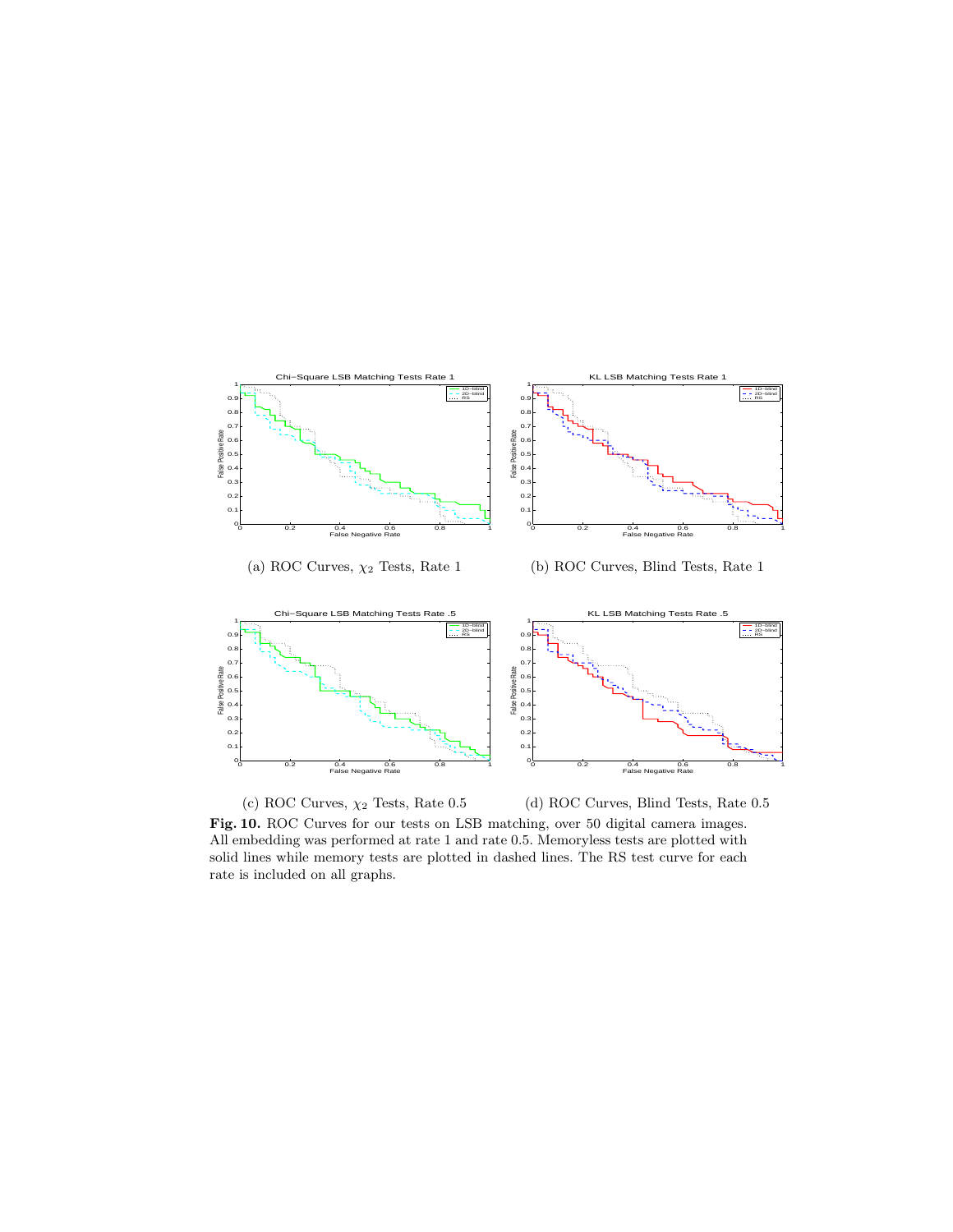(a) ROC Curves, $\chi_2$ Tests, Rate 1

(b) ROC Curves, Blind Tests, Rate 1

(c) ROC Curves, $\chi_2$ Tests, Rate 0.5

(d) ROC Curves, Blind Tests, Rate 0.5

**Fig. 10.** ROC Curves for our tests on LSB matching, over 50 digital camera images. All embedding was performed at rate 1 and rate 0.5. Memoryless tests are plotted with solid lines while memory tests are plotted in dashed lines. The RS test curve for each rate is included on all graphs.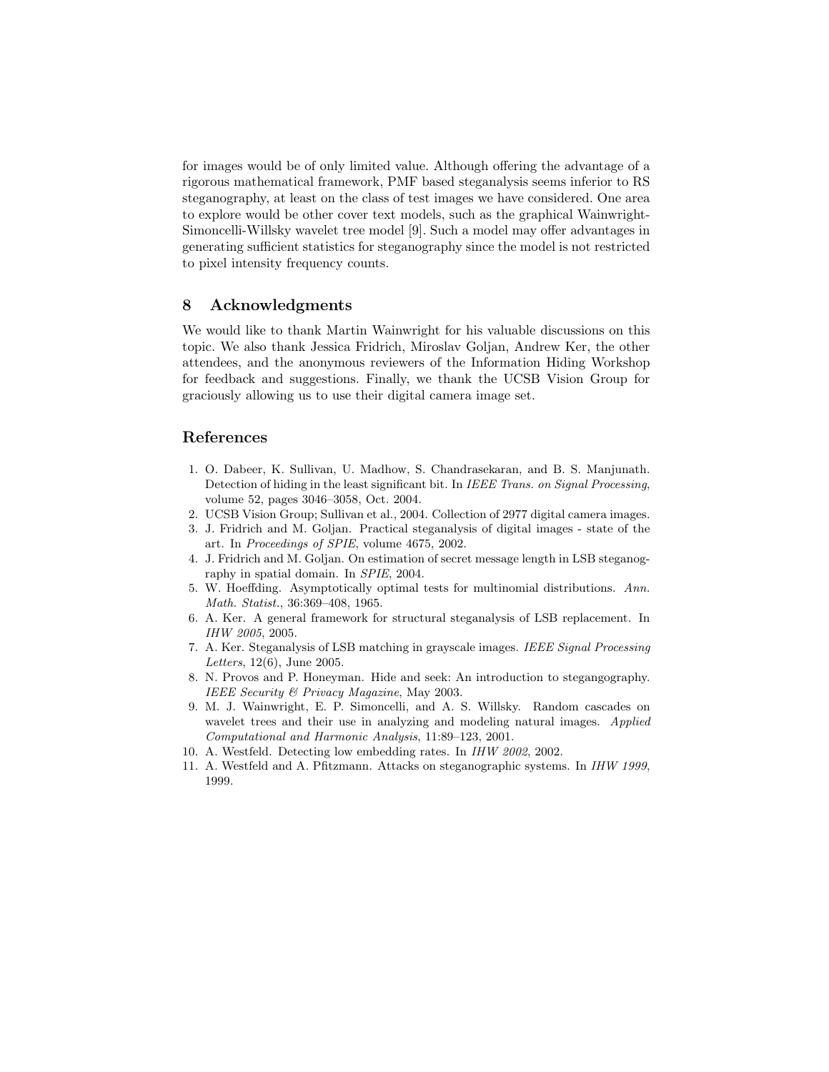for images would be of only limited value. Although offering the advantage of a rigorous mathematical framework, PMF based steganalysis seems inferior to RS steganography, at least on the class of test images we have considered. One area to explore would be other cover text models, such as the graphical Wainwright-Simoncelli-Willsky wavelet tree model [9]. Such a model may offer advantages in generating sufficient statistics for steganography since the model is not restricted to pixel intensity frequency counts.

## 8 Acknowledgments

We would like to thank Martin Wainwright for his valuable discussions on this topic. We also thank Jessica Fridrich, Miroslav Goljan, Andrew Ker, the other attendees, and the anonymous reviewers of the Information Hiding Workshop for feedback and suggestions. Finally, we thank the UCSB Vision Group for graciously allowing us to use their digital camera image set.

## References

1. O. Dabeer, K. Sullivan, U. Madhow, S. Chandrasekaran, and B. S. Manjunath. Detection of hiding in the least significant bit. In *IEEE Trans. on Signal Processing*, volume 52, pages 3046–3058, Oct. 2004.
2. UCSB Vision Group; Sullivan et al., 2004. Collection of 2977 digital camera images.
3. J. Fridrich and M. Goljan. Practical steganalysis of digital images - state of the art. In *Proceedings of SPIE*, volume 4675, 2002.
4. J. Fridrich and M. Goljan. On estimation of secret message length in LSB steganography in spatial domain. In *SPIE*, 2004.
5. W. Hoeffding. Asymptotically optimal tests for multinomial distributions. *Ann. Math. Statist.*, 36:369–408, 1965.
6. A. Ker. A general framework for structural steganalysis of LSB replacement. In *IHW 2005*, 2005.
7. A. Ker. Steganalysis of LSB matching in grayscale images. *IEEE Signal Processing Letters*, 12(6), June 2005.
8. N. Provos and P. Honeyman. Hide and seek: An introduction to stegangography. *IEEE Security & Privacy Magazine*, May 2003.
9. M. J. Wainwright, E. P. Simoncelli, and A. S. Willsky. Random cascades on wavelet trees and their use in analyzing and modeling natural images. *Applied Computational and Harmonic Analysis*, 11:89–123, 2001.
10. A. Westfeld. Detecting low embedding rates. In *IHW 2002*, 2002.
11. A. Westfeld and A. Pfitzmann. Attacks on steganographic systems. In *IHW 1999*, 1999.